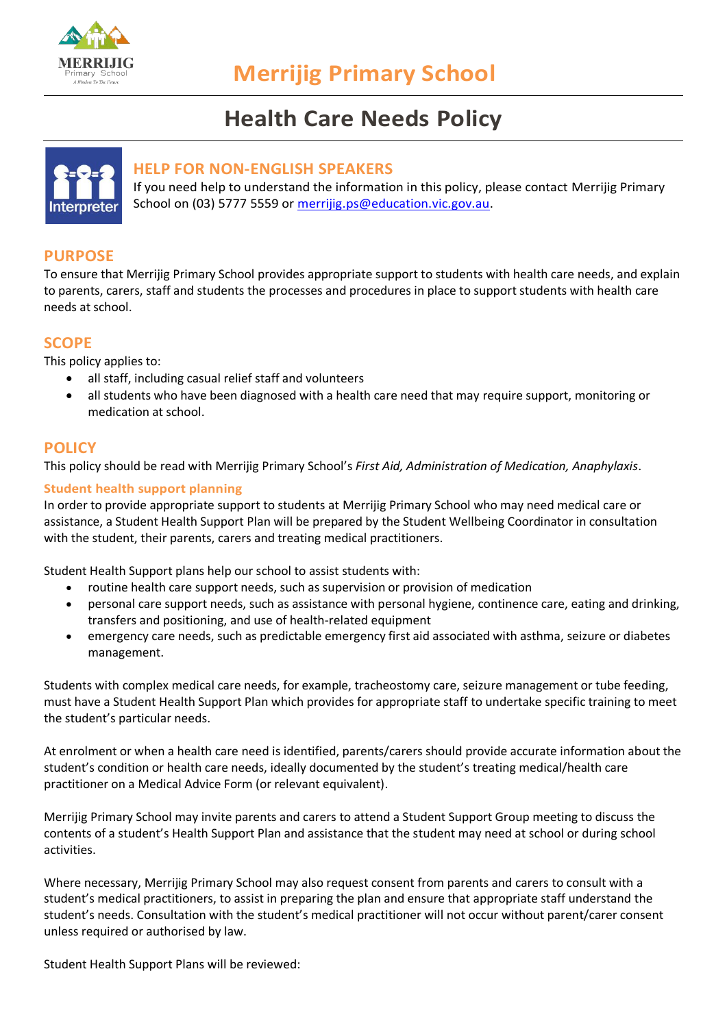# Merrijig Primary School

# Health Care Needs Policy

## HELP FOR NON-ENGLISH SPEAKERS

If you need help to understand the information in this policy, please contact Merrijig Primary School on (03) 5777 5559 or merrijig.ps@education.vic.gov.au.

## PURPOSE

To ensure that Merrijig Primary School provides appropriate support to students with health care needs, and explain to parents, carers, staff and students the processes and procedures in place to support students with health care needs at school.

## SCOPE

This policy applies to:

- all staff, including casual relief staff and volunteers
- all students who have been diagnosed with a health care need that may require support, monitoring or medication at school.

## POLICY

This policy should be read with Merrijig Primary School's *First Aid, Administration of Medication, Anaphylaxis*.

### Student health support planning

In order to provide appropriate support to students at Merrijig Primary School who may need medical care or assistance, a Student Health Support Plan will be prepared by the Student Wellbeing Coordinator in consultation with the student, their parents, carers and treating medical practitioners.

Student Health Support plans help our school to assist students with:

- routine health care support needs, such as supervision or provision of medication
- personal care support needs, such as assistance with personal hygiene, continence care, eating and drinking, transfers and positioning, and use of health-related equipment
- emergency care needs, such as predictable emergency first aid associated with asthma, seizure or diabetes management.

Students with complex medical care needs, for example, tracheostomy care, seizure management or tube feeding, must have a Student Health Support Plan which provides for appropriate staff to undertake specific training to meet the student's particular needs.

At enrolment or when a health care need is identified, parents/carers should provide accurate information about the student's condition or health care needs, ideally documented by the student's treating medical/health care practitioner on a Medical Advice Form (or relevant equivalent).

Merrijig Primary School may invite parents and carers to attend a Student Support Group meeting to discuss the contents of a student's Health Support Plan and assistance that the student may need at school or during school activities.

Where necessary, Merrijig Primary School may also request consent from parents and carers to consult with a student's medical practitioners, to assist in preparing the plan and ensure that appropriate staff understand the student's needs. Consultation with the student's medical practitioner will not occur without parent/carer consent unless required or authorised by law.

Student Health Support Plans will be reviewed: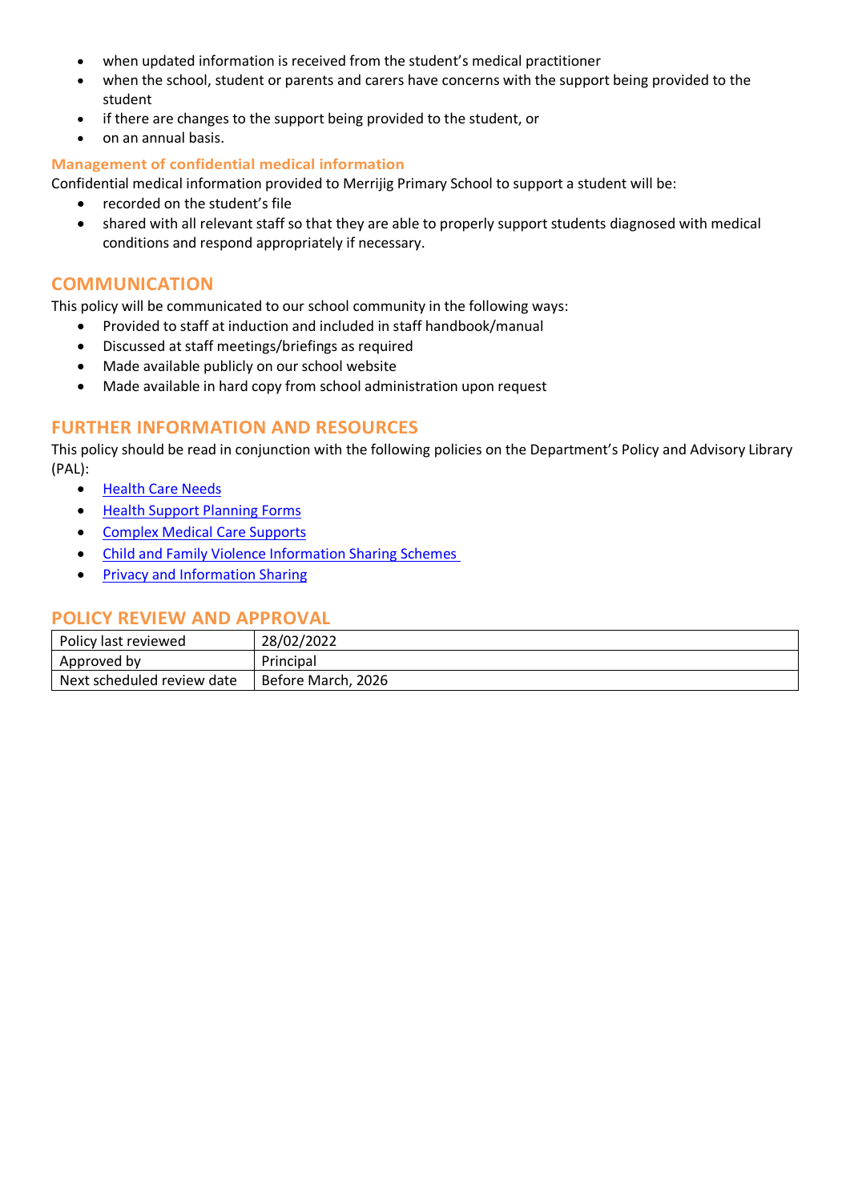- when updated information is received from the student's medical practitioner
- when the school, student or parents and carers have concerns with the support being provided to the student
- if there are changes to the support being provided to the student, or
- on an annual basis.

### Management of confidential medical information

Confidential medical information provided to Merrijig Primary School to support a student will be:

- recorded on the student's file
- shared with all relevant staff so that they are able to properly support students diagnosed with medical conditions and respond appropriately if necessary.

## COMMUNICATION

This policy will be communicated to our school community in the following ways:

- Provided to staff at induction and included in staff handbook/manual
- Discussed at staff meetings/briefings as required
- Made available publicly on our school website
- Made available in hard copy from school administration upon request

## FURTHER INFORMATION AND RESOURCES

This policy should be read in conjunction with the following policies on the Department's Policy and Advisory Library (PAL):

- Health Care Needs
- Health Support Planning Forms
- Complex Medical Care Supports
- Child and Family Violence Information Sharing Schemes
- Privacy and Information Sharing

## POLICY REVIEW AND APPROVAL

| | |
|---|---|
| Policy last reviewed | 28/02/2022 |
| Approved by | Principal |
| Next scheduled review date | Before March, 2026 |